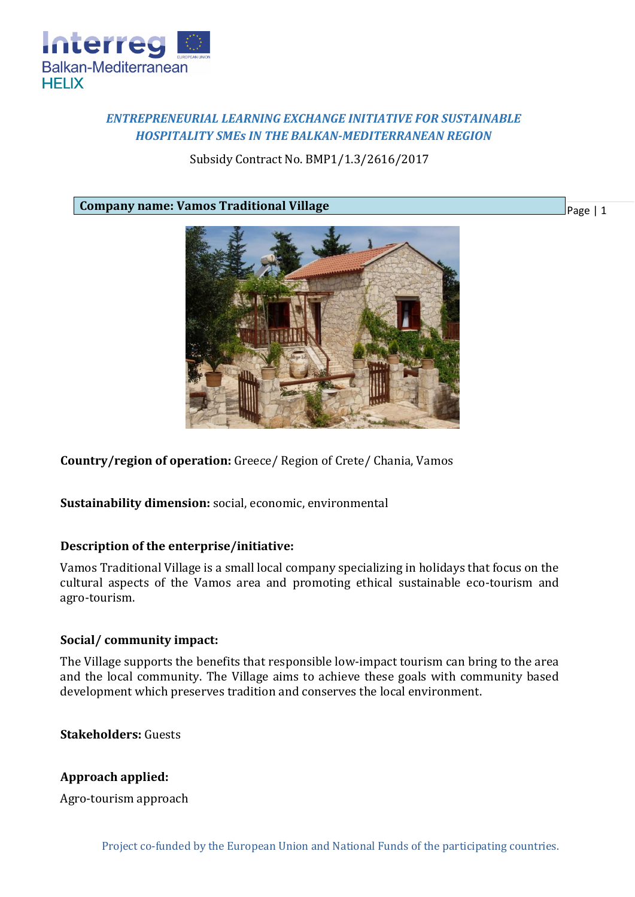*ENTREPRENEURIAL LEARNING EXCHANGE INITIATIVE FOR SUSTAINABLE HOSPITALITY SMEs IN THE BALKAN-MEDITERRANEAN REGION*

Subsidy Contract No. BMP1/1.3/2616/2017

**Company name: Vamos Traditional Village**

**Country/region of operation:** Greece/ Region of Crete/ Chania, Vamos

**Sustainability dimension:** social, economic, environmental

**Description of the enterprise/initiative:**

Vamos Traditional Village is a small local company specializing in holidays that focus on the cultural aspects of the Vamos area and promoting ethical sustainable eco-tourism and agro-tourism.

**Social/ community impact:**

The Village supports the benefits that responsible low-impact tourism can bring to the area and the local community. The Village aims to achieve these goals with community based development which preserves tradition and conserves the local environment.

**Stakeholders:** Guests

**Approach applied:**

Agro-tourism approach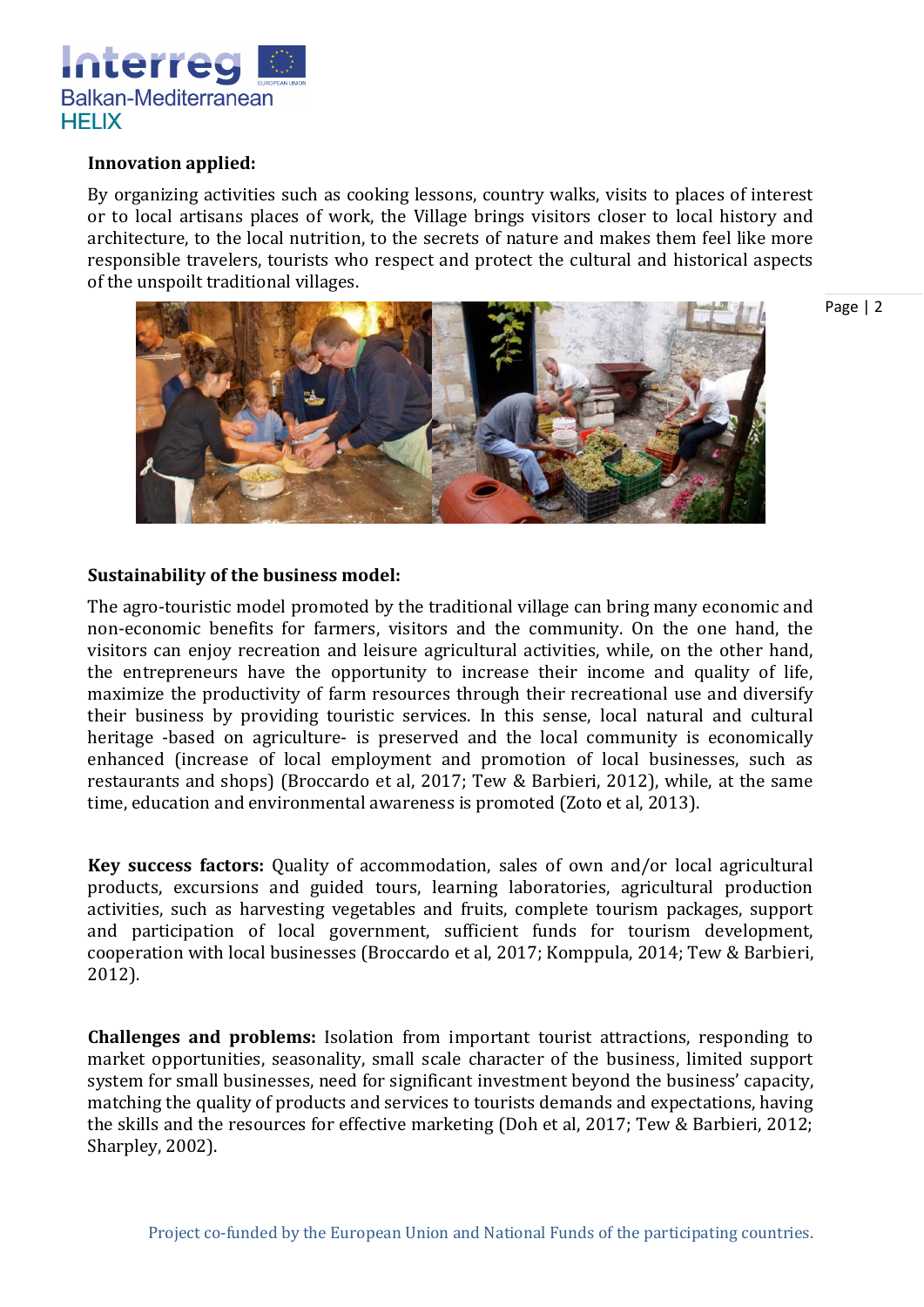**Innovation applied:**

By organizing activities such as cooking lessons, country walks, visits to places of interest or to local artisans places of work, the Village brings visitors closer to local history and architecture, to the local nutrition, to the secrets of nature and makes them feel like more responsible travelers, tourists who respect and protect the cultural and historical aspects of the unspoilt traditional villages.

**Sustainability of the business model:**

The agro-touristic model promoted by the traditional village can bring many economic and non-economic benefits for farmers, visitors and the community. On the one hand, the visitors can enjoy recreation and leisure agricultural activities, while, on the other hand, the entrepreneurs have the opportunity to increase their income and quality of life, maximize the productivity of farm resources through their recreational use and diversify their business by providing touristic services. In this sense, local natural and cultural heritage -based on agriculture- is preserved and the local community is economically enhanced (increase of local employment and promotion of local businesses, such as restaurants and shops) (Broccardo et al, 2017; Tew & Barbieri, 2012), while, at the same time, education and environmental awareness is promoted (Zoto et al, 2013).

**Key success factors:** Quality of accommodation, sales of own and/or local agricultural products, excursions and guided tours, learning laboratories, agricultural production activities, such as harvesting vegetables and fruits, complete tourism packages, support and participation of local government, sufficient funds for tourism development, cooperation with local businesses (Broccardo et al, 2017; Komppula, 2014; Tew & Barbieri, 2012).

**Challenges and problems:** Isolation from important tourist attractions, responding to market opportunities, seasonality, small scale character of the business, limited support system for small businesses, need for significant investment beyond the business' capacity, matching the quality of products and services to tourists demands and expectations, having the skills and the resources for effective marketing (Doh et al, 2017; Tew & Barbieri, 2012; Sharpley, 2002).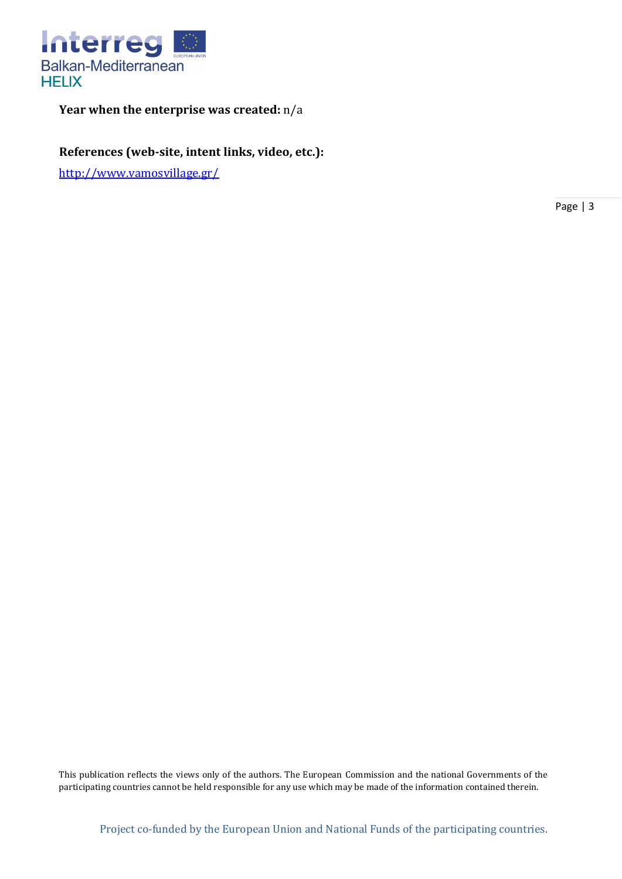**Year when the enterprise was created:** n/a

**References (web-site, intent links, video, etc.):**

http://www.vamosvillage.gr/

This publication reflects the views only of the authors. The European Commission and the national Governments of the participating countries cannot be held responsible for any use which may be made of the information contained therein.

Project co-funded by the European Union and National Funds of the participating countries.